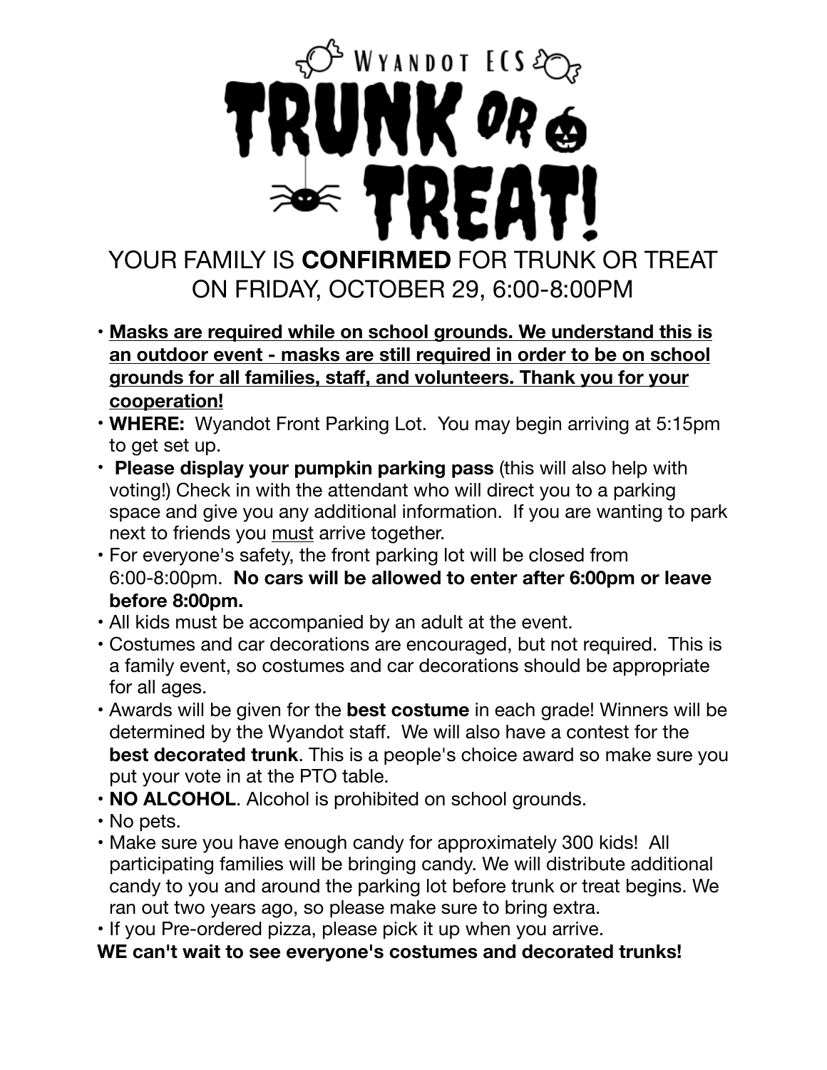Wyandot ECS

# TRUNK OR TREAT!

YOUR FAMILY IS **CONFIRMED** FOR TRUNK OR TREAT ON FRIDAY, OCTOBER 29, 6:00-8:00PM

- **Masks are required while on school grounds. We understand this is an outdoor event - masks are still required in order to be on school grounds for all families, staff, and volunteers. Thank you for your cooperation!**
- **WHERE:** Wyandot Front Parking Lot. You may begin arriving at 5:15pm to get set up.
- **Please display your pumpkin parking pass** (this will also help with voting!) Check in with the attendant who will direct you to a parking space and give you any additional information. If you are wanting to park next to friends you must arrive together.
- For everyone's safety, the front parking lot will be closed from 6:00-8:00pm. **No cars will be allowed to enter after 6:00pm or leave before 8:00pm.**
- All kids must be accompanied by an adult at the event.
- Costumes and car decorations are encouraged, but not required. This is a family event, so costumes and car decorations should be appropriate for all ages.
- Awards will be given for the **best costume** in each grade! Winners will be determined by the Wyandot staff. We will also have a contest for the **best decorated trunk**. This is a people's choice award so make sure you put your vote in at the PTO table.
- **NO ALCOHOL**. Alcohol is prohibited on school grounds.
- No pets.
- Make sure you have enough candy for approximately 300 kids! All participating families will be bringing candy. We will distribute additional candy to you and around the parking lot before trunk or treat begins. We ran out two years ago, so please make sure to bring extra.
- If you Pre-ordered pizza, please pick it up when you arrive.

**WE can't wait to see everyone's costumes and decorated trunks!**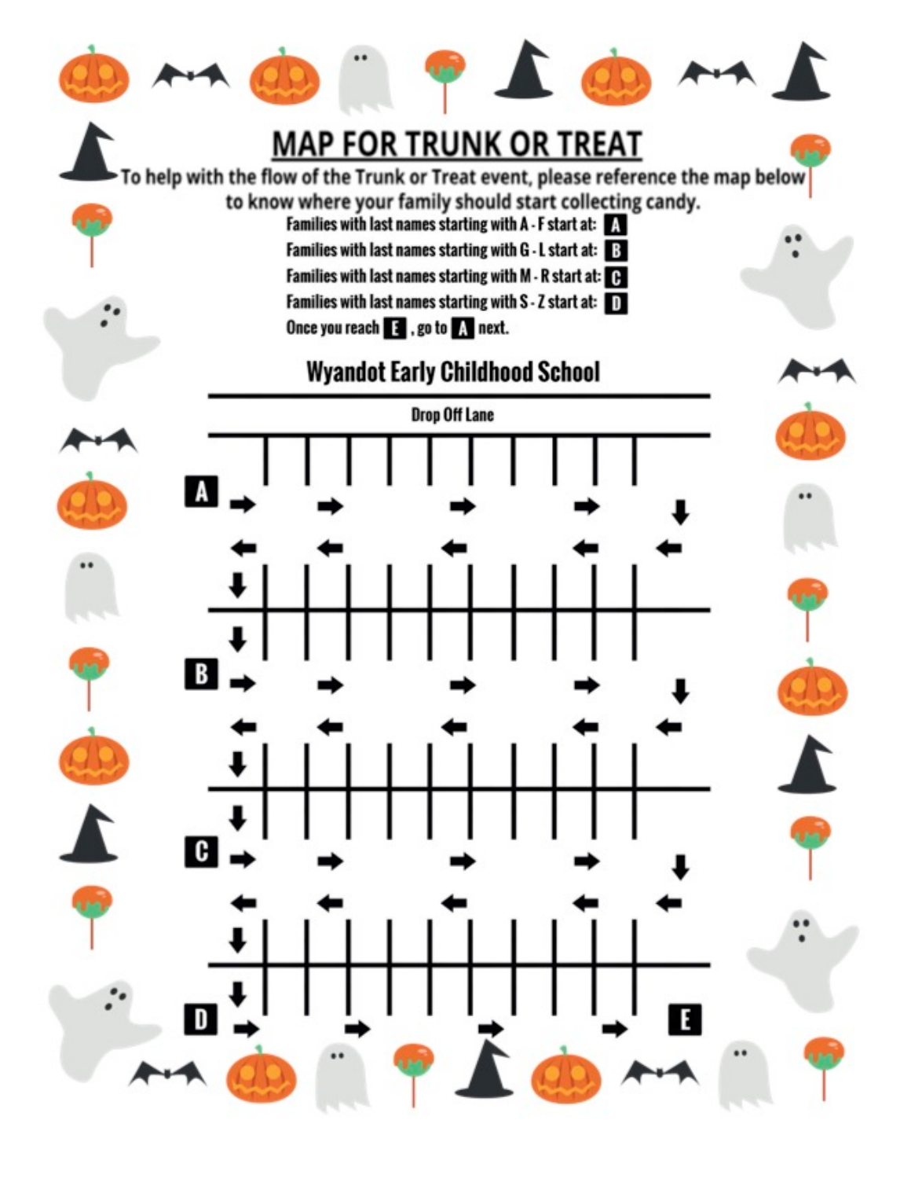# MAP FOR TRUNK OR TREAT

To help with the flow of the Trunk or Treat event, please reference the map below to know where your family should start collecting candy.

Families with last names starting with A - F start at: **A**

Families with last names starting with G - L start at: **B**

Families with last names starting with M - R start at: **C**

Families with last names starting with S - Z start at: **D**

Once you reach **E**, go to **A** next.

Wyandot Early Childhood School

Drop Off Lane

A

B

C

D

E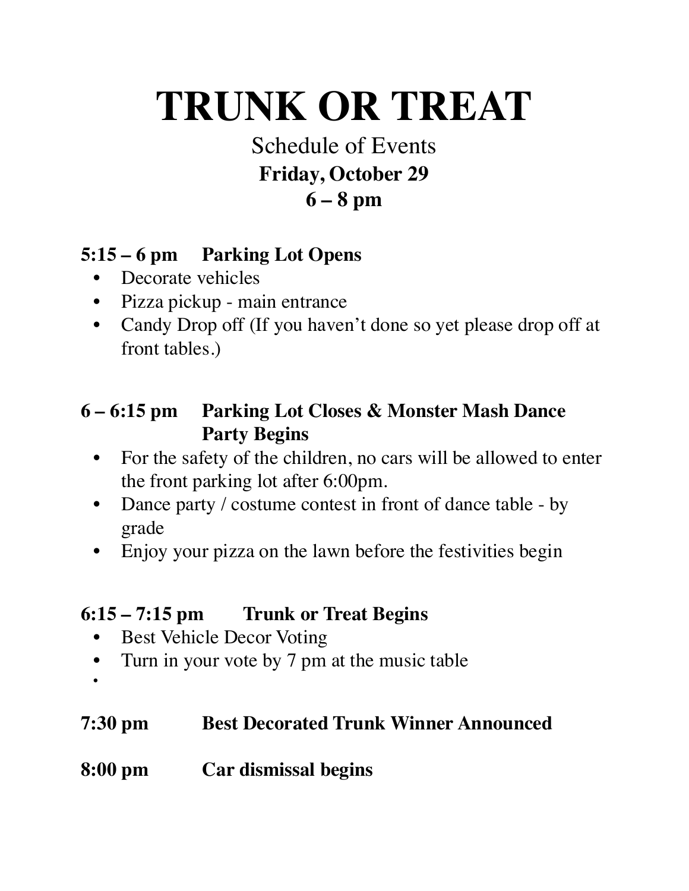# TRUNK OR TREAT

Schedule of Events

**Friday, October 29**

**6 – 8 pm**

**5:15 – 6 pm Parking Lot Opens**

- Decorate vehicles
- Pizza pickup - main entrance
- Candy Drop off (If you haven't done so yet please drop off at front tables.)

**6 – 6:15 pm Parking Lot Closes & Monster Mash Dance Party Begins**

- For the safety of the children, no cars will be allowed to enter the front parking lot after 6:00pm.
- Dance party / costume contest in front of dance table - by grade
- Enjoy your pizza on the lawn before the festivities begin

**6:15 – 7:15 pm Trunk or Treat Begins**

- Best Vehicle Decor Voting
- Turn in your vote by 7 pm at the music table

**7:30 pm Best Decorated Trunk Winner Announced**

**8:00 pm Car dismissal begins**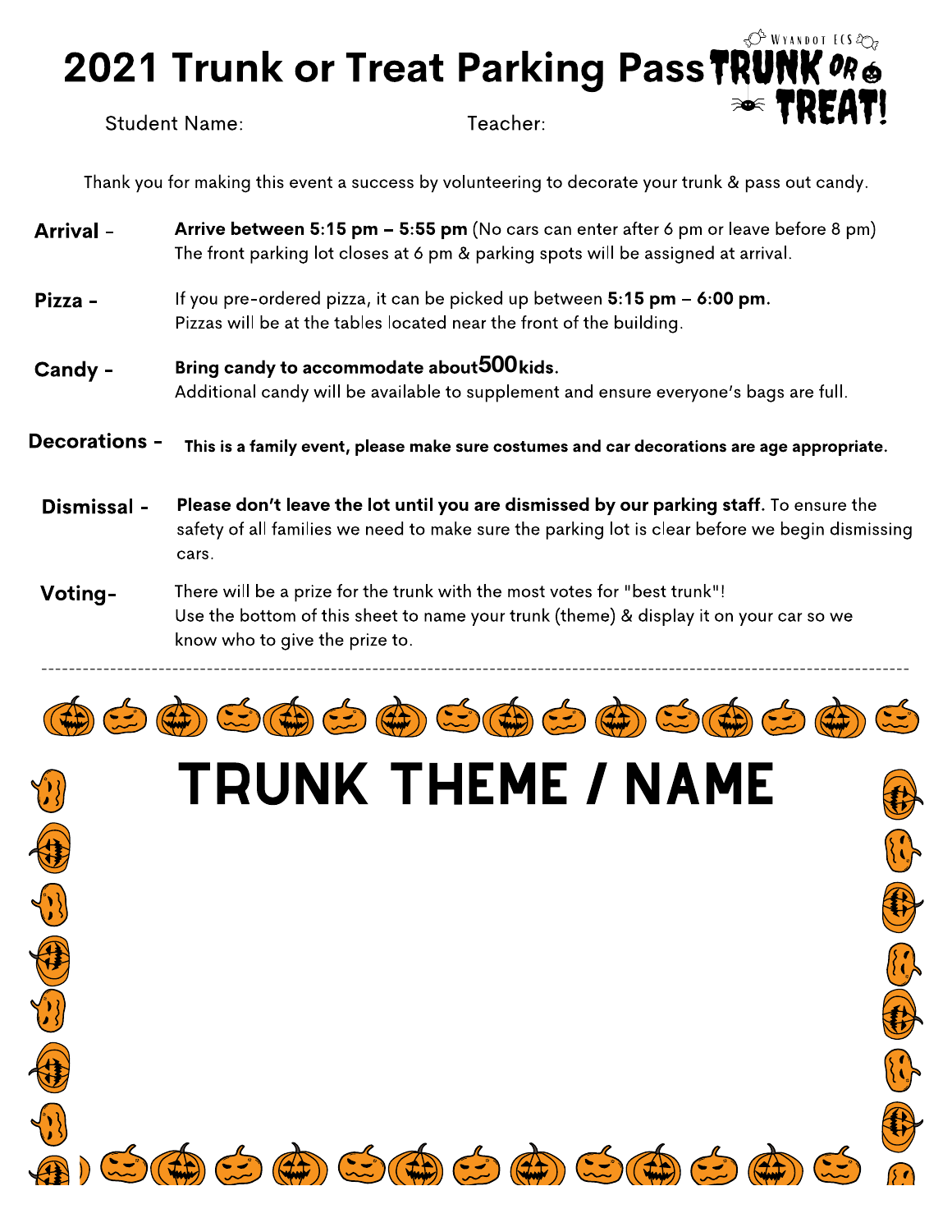# 2021 Trunk or Treat Parking Pass

Wyandot ECS

TRUNK OR TREAT!

Student Name: Teacher:

Thank you for making this event a success by volunteering to decorate your trunk & pass out candy.

**Arrival -** **Arrive between 5:15 pm – 5:55 pm** (No cars can enter after 6 pm or leave before 8 pm) The front parking lot closes at 6 pm & parking spots will be assigned at arrival.

**Pizza -** If you pre-ordered pizza, it can be picked up between **5:15 pm – 6:00 pm.** Pizzas will be at the tables located near the front of the building.

**Candy -** **Bring candy to accommodate about 500 kids.** Additional candy will be available to supplement and ensure everyone's bags are full.

**Decorations -** **This is a family event, please make sure costumes and car decorations are age appropriate.**

**Dismissal -** **Please don't leave the lot until you are dismissed by our parking staff.** To ensure the safety of all families we need to make sure the parking lot is clear before we begin dismissing cars.

**Voting-** There will be a prize for the trunk with the most votes for "best trunk"! Use the bottom of this sheet to name your trunk (theme) & display it on your car so we know who to give the prize to.

---

# TRUNK THEME / NAME